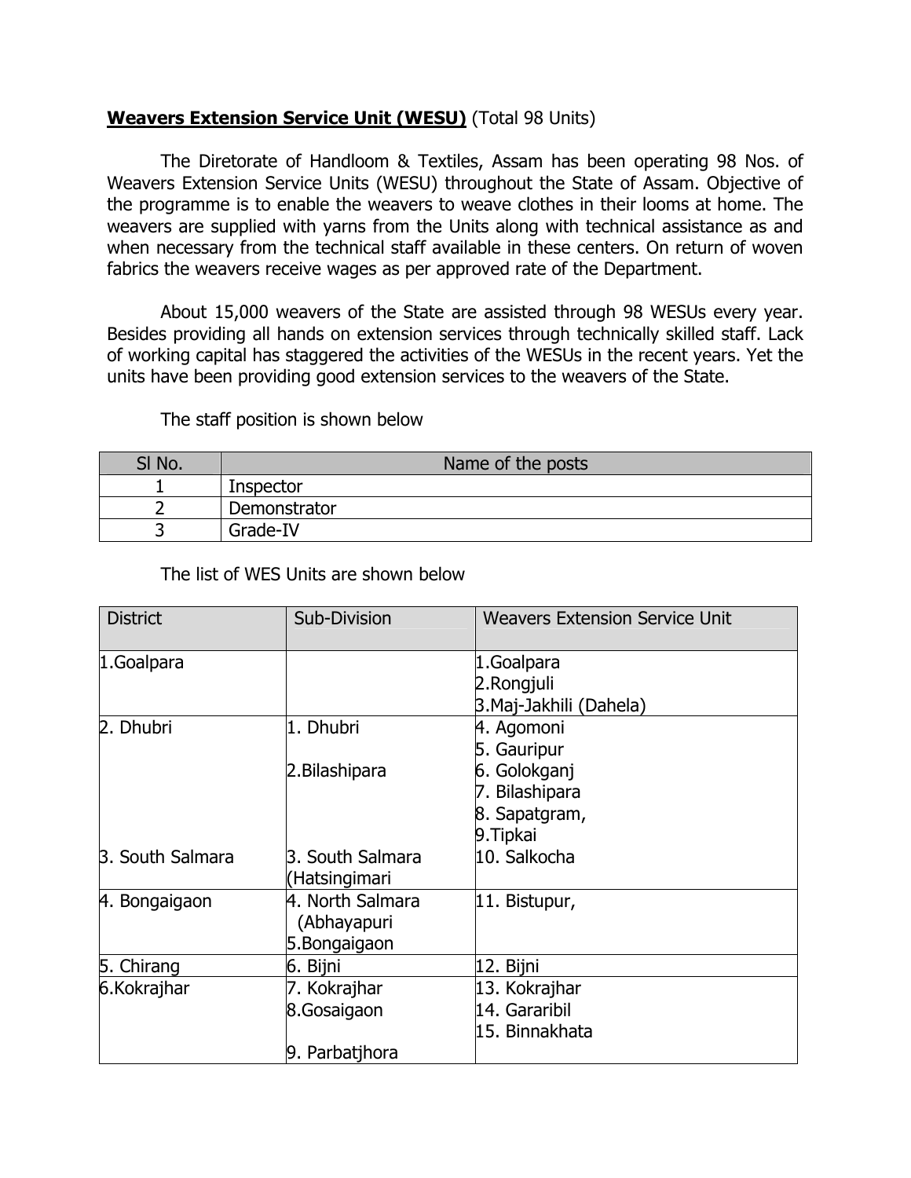**Weavers Extension Service Unit (WESU)** (Total 98 Units)

The Diretorate of Handloom & Textiles, Assam has been operating 98 Nos. of Weavers Extension Service Units (WESU) throughout the State of Assam. Objective of the programme is to enable the weavers to weave clothes in their looms at home. The weavers are supplied with yarns from the Units along with technical assistance as and when necessary from the technical staff available in these centers. On return of woven fabrics the weavers receive wages as per approved rate of the Department.

About 15,000 weavers of the State are assisted through 98 WESUs every year. Besides providing all hands on extension services through technically skilled staff. Lack of working capital has staggered the activities of the WESUs in the recent years. Yet the units have been providing good extension services to the weavers of the State.

The staff position is shown below

| Sl No. | Name of the posts |
|---|---|
| 1 | Inspector |
| 2 | Demonstrator |
| 3 | Grade-IV |

The list of WES Units are shown below

| District | Sub-Division | Weavers Extension Service Unit |
|---|---|---|
| 1.Goalpara | | 1.Goalpara<br>2.Rongjuli<br>3.Maj-Jakhili (Dahela) |
| 2. Dhubri<br><br><br><br><br><br>3. South Salmara | 1. Dhubri<br><br>2.Bilashipara<br><br><br><br>3. South Salmara (Hatsingimari | 4. Agomoni<br>5. Gauripur<br>6. Golokganj<br>7. Bilashipara<br>8. Sapatgram,<br>9.Tipkai<br>10. Salkocha |
| 4. Bongaigaon | 4. North Salmara (Abhayapuri<br>5.Bongaigaon | 11. Bistupur, |
| 5. Chirang | 6. Bijni | 12. Bijni |
| 6.Kokrajhar | 7. Kokrajhar<br>8.Gosaigaon<br><br>9. Parbatjhora | 13. Kokrajhar<br>14. Gararibil<br>15. Binnakhata |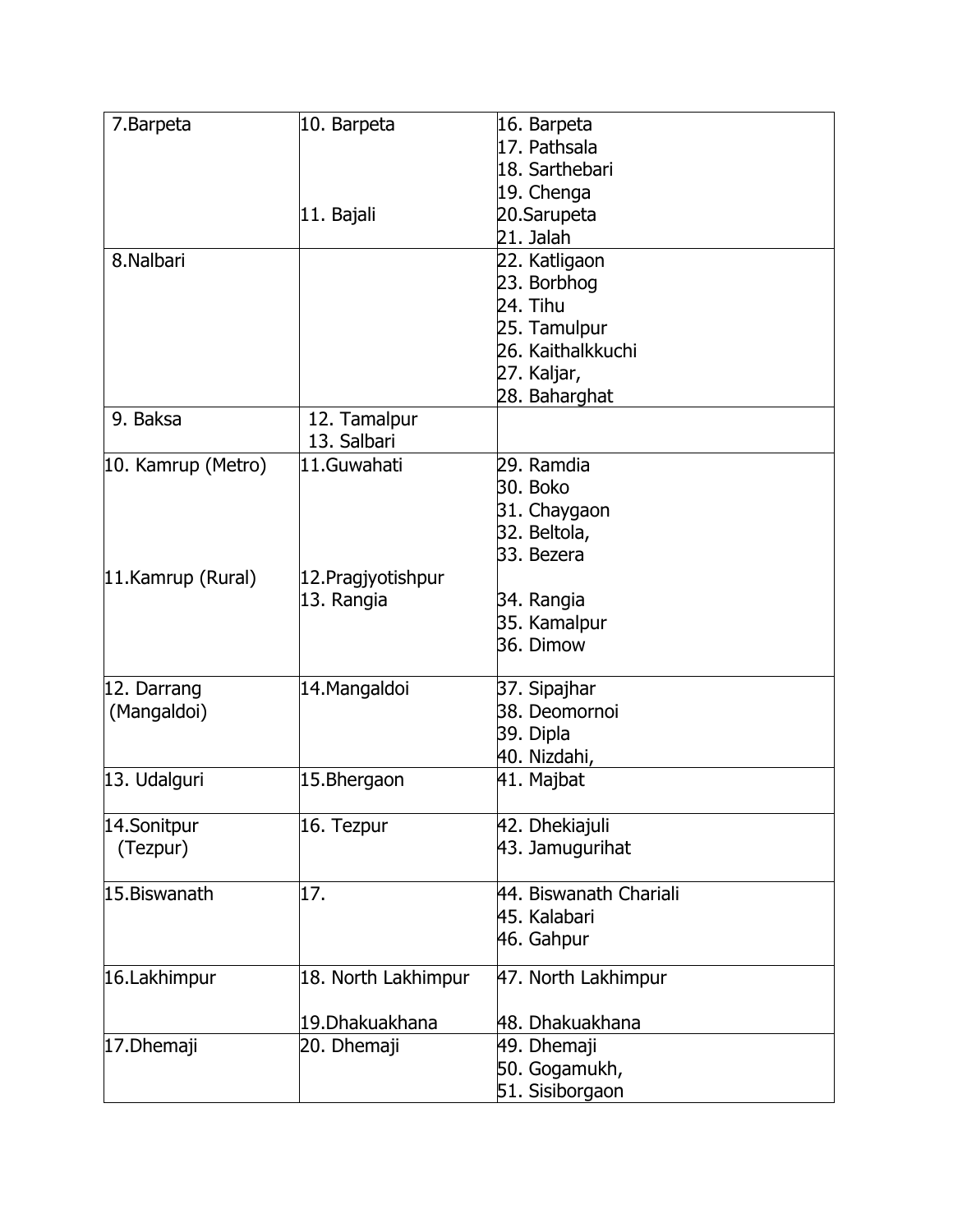| 7.Barpeta | 10. Barpeta<br><br><br><br>11. Bajali | 16. Barpeta<br>17. Pathsala<br>18. Sarthebari<br>19. Chenga<br>20.Sarupeta<br>21. Jalah |
|---|---|---|
| 8.Nalbari | | 22. Katligaon<br>23. Borbhog<br>24. Tihu<br>25. Tamulpur<br>26. Kaithalkkuchi<br>27. Kaljar,<br>28. Baharghat |
| 9. Baksa | 12. Tamalpur<br>13. Salbari | |
| 10. Kamrup (Metro)<br><br><br><br><br>11.Kamrup (Rural) | 11.Guwahati<br><br><br><br><br>12.Pragjyotishpur<br>13. Rangia | 29. Ramdia<br>30. Boko<br>31. Chaygaon<br>32. Beltola,<br>33. Bezera<br><br>34. Rangia<br>35. Kamalpur<br>36. Dimow |
| 12. Darrang (Mangaldoi) | 14.Mangaldoi | 37. Sipajhar<br>38. Deomornoi<br>39. Dipla<br>40. Nizdahi, |
| 13. Udalguri | 15.Bhergaon | 41. Majbat |
| 14.Sonitpur (Tezpur) | 16. Tezpur | 42. Dhekiajuli<br>43. Jamugurihat |
| 15.Biswanath | 17. | 44. Biswanath Chariali<br>45. Kalabari<br>46. Gahpur |
| 16.Lakhimpur | 18. North Lakhimpur<br><br>19.Dhakuakhana | 47. North Lakhimpur<br><br>48. Dhakuakhana |
| 17.Dhemaji | 20. Dhemaji | 49. Dhemaji<br>50. Gogamukh,<br>51. Sisiborgaon |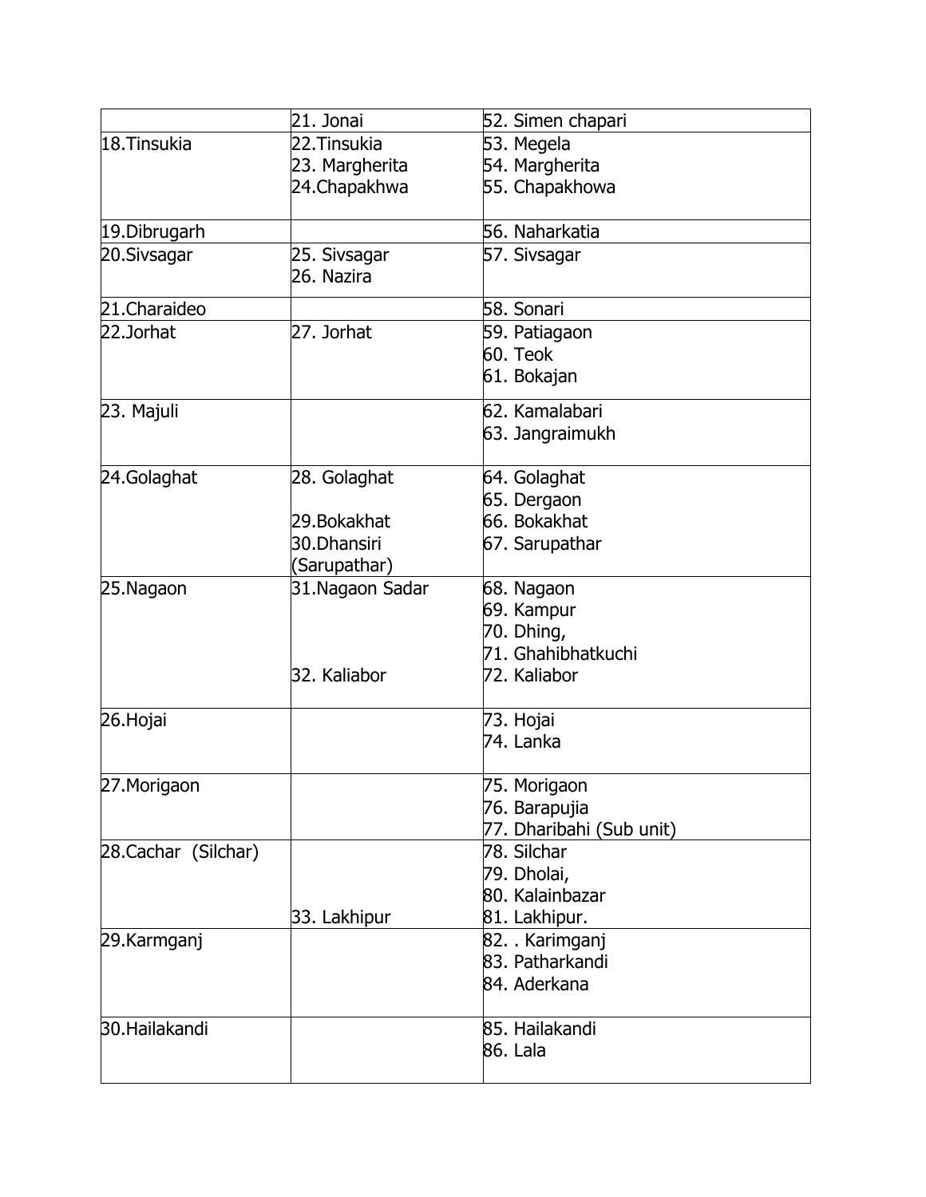| | | |
|---|---|---|
| | 21. Jonai | 52. Simen chapari |
| 18.Tinsukia | 22.Tinsukia<br>23. Margherita<br>24.Chapakhwa | 53. Megela<br>54. Margherita<br>55. Chapakhowa |
| 19.Dibrugarh | | 56. Naharkatia |
| 20.Sivsagar | 25. Sivsagar<br>26. Nazira | 57. Sivsagar |
| 21.Charaideo | | 58. Sonari |
| 22.Jorhat | 27. Jorhat | 59. Patiagaon<br>60. Teok<br>61. Bokajan |
| 23. Majuli | | 62. Kamalabari<br>63. Jangraimukh |
| 24.Golaghat | 28. Golaghat<br><br>29.Bokakhat<br>30.Dhansiri (Sarupathar) | 64. Golaghat<br>65. Dergaon<br>66. Bokakhat<br>67. Sarupathar |
| 25.Nagaon | 31.Nagaon Sadar<br><br><br><br>32. Kaliabor | 68. Nagaon<br>69. Kampur<br>70. Dhing,<br>71. Ghahibhatkuchi<br>72. Kaliabor |
| 26.Hojai | | 73. Hojai<br>74. Lanka |
| 27.Morigaon | | 75. Morigaon<br>76. Barapujia<br>77. Dharibahi (Sub unit) |
| 28.Cachar (Silchar) | <br><br><br>33. Lakhipur | 78. Silchar<br>79. Dholai,<br>80. Kalainbazar<br>81. Lakhipur. |
| 29.Karmganj | | 82. . Karimganj<br>83. Patharkandi<br>84. Aderkana |
| 30.Hailakandi | | 85. Hailakandi<br>86. Lala |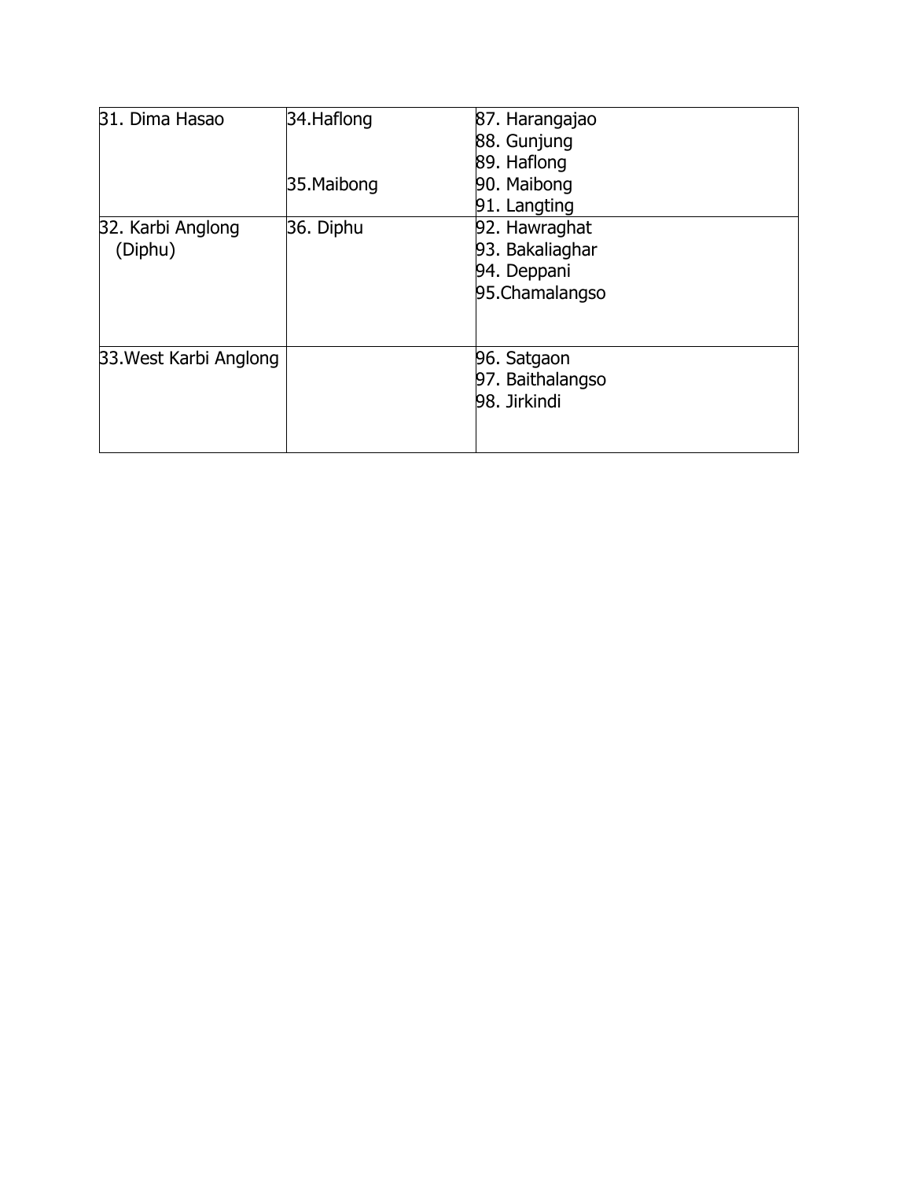| | | |
|---|---|---|
| 31. Dima Hasao | 34.Haflong<br><br><br>35.Maibong | 87. Harangajao<br>88. Gunjung<br>89. Haflong<br>90. Maibong<br>91. Langting |
| 32. Karbi Anglong (Diphu) | 36. Diphu | 92. Hawraghat<br>93. Bakaliaghar<br>94. Deppani<br>95.Chamalangso |
| 33.West Karbi Anglong | | 96. Satgaon<br>97. Baithalangso<br>98. Jirkindi |